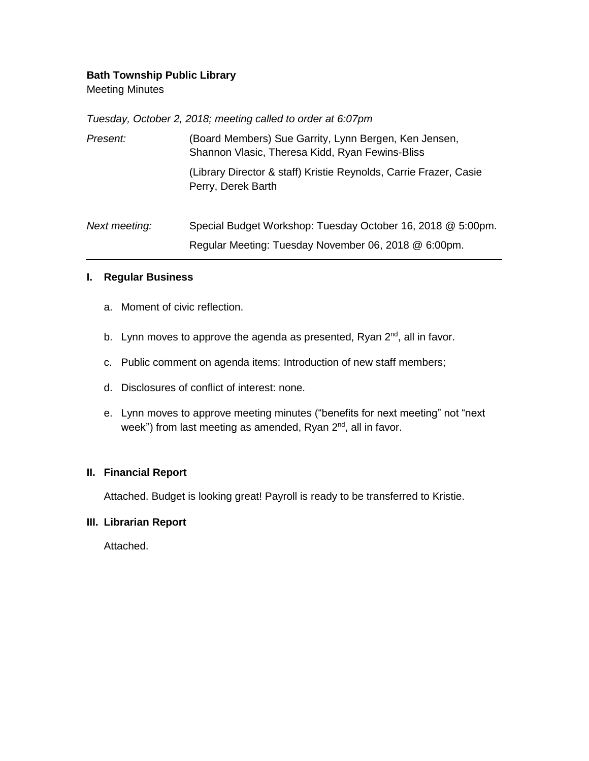**Bath Township Public Library**

Meeting Minutes

*Tuesday, October 2, 2018; meeting called to order at 6:07pm*

| | |
|---|---|
| *Present:* | (Board Members) Sue Garrity, Lynn Bergen, Ken Jensen, Shannon Vlasic, Theresa Kidd, Ryan Fewins-Bliss |
| | (Library Director & staff) Kristie Reynolds, Carrie Frazer, Casie Perry, Derek Barth |
| *Next meeting:* | Special Budget Workshop: Tuesday October 16, 2018 @ 5:00pm. |
| | Regular Meeting: Tuesday November 06, 2018 @ 6:00pm. |

---

## I. Regular Business

a. Moment of civic reflection.

b. Lynn moves to approve the agenda as presented, Ryan 2nd, all in favor.

c. Public comment on agenda items: Introduction of new staff members;

d. Disclosures of conflict of interest: none.

e. Lynn moves to approve meeting minutes ("benefits for next meeting" not "next week") from last meeting as amended, Ryan 2nd, all in favor.

## II. Financial Report

Attached. Budget is looking great! Payroll is ready to be transferred to Kristie.

## III. Librarian Report

Attached.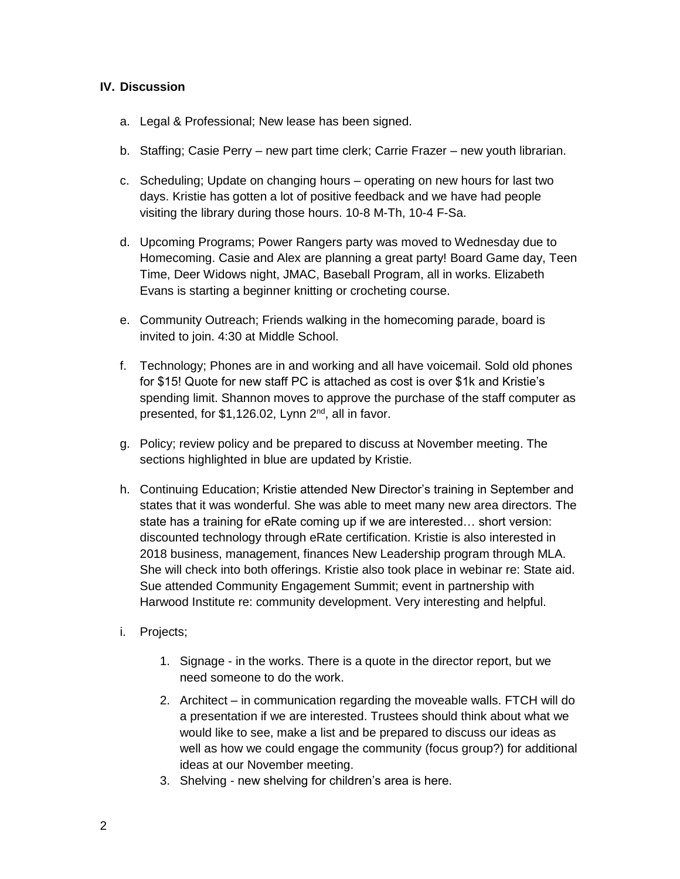## IV. Discussion

a. Legal & Professional; New lease has been signed.

b. Staffing; Casie Perry – new part time clerk; Carrie Frazer – new youth librarian.

c. Scheduling; Update on changing hours – operating on new hours for last two days. Kristie has gotten a lot of positive feedback and we have had people visiting the library during those hours. 10-8 M-Th, 10-4 F-Sa.

d. Upcoming Programs; Power Rangers party was moved to Wednesday due to Homecoming. Casie and Alex are planning a great party! Board Game day, Teen Time, Deer Widows night, JMAC, Baseball Program, all in works. Elizabeth Evans is starting a beginner knitting or crocheting course.

e. Community Outreach; Friends walking in the homecoming parade, board is invited to join. 4:30 at Middle School.

f. Technology; Phones are in and working and all have voicemail. Sold old phones for $15! Quote for new staff PC is attached as cost is over $1k and Kristie's spending limit. Shannon moves to approve the purchase of the staff computer as presented, for $1,126.02, Lynn 2nd, all in favor.

g. Policy; review policy and be prepared to discuss at November meeting. The sections highlighted in blue are updated by Kristie.

h. Continuing Education; Kristie attended New Director's training in September and states that it was wonderful. She was able to meet many new area directors. The state has a training for eRate coming up if we are interested… short version: discounted technology through eRate certification. Kristie is also interested in 2018 business, management, finances New Leadership program through MLA. She will check into both offerings. Kristie also took place in webinar re: State aid. Sue attended Community Engagement Summit; event in partnership with Harwood Institute re: community development. Very interesting and helpful.

i. Projects;

1. Signage - in the works. There is a quote in the director report, but we need someone to do the work.
2. Architect – in communication regarding the moveable walls. FTCH will do a presentation if we are interested. Trustees should think about what we would like to see, make a list and be prepared to discuss our ideas as well as how we could engage the community (focus group?) for additional ideas at our November meeting.
3. Shelving - new shelving for children's area is here.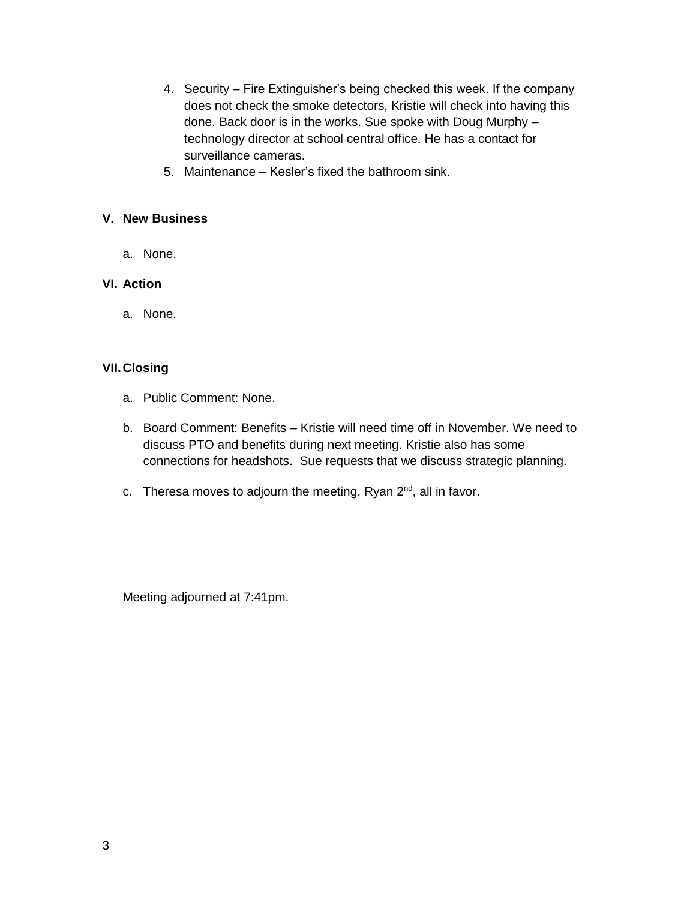4. Security – Fire Extinguisher's being checked this week. If the company does not check the smoke detectors, Kristie will check into having this done. Back door is in the works. Sue spoke with Doug Murphy – technology director at school central office. He has a contact for surveillance cameras.
5. Maintenance – Kesler's fixed the bathroom sink.

## V. New Business

a. None.

## VI. Action

a. None.

## VII. Closing

a. Public Comment: None.

b. Board Comment: Benefits – Kristie will need time off in November. We need to discuss PTO and benefits during next meeting. Kristie also has some connections for headshots. Sue requests that we discuss strategic planning.

c. Theresa moves to adjourn the meeting, Ryan 2nd, all in favor.

Meeting adjourned at 7:41pm.